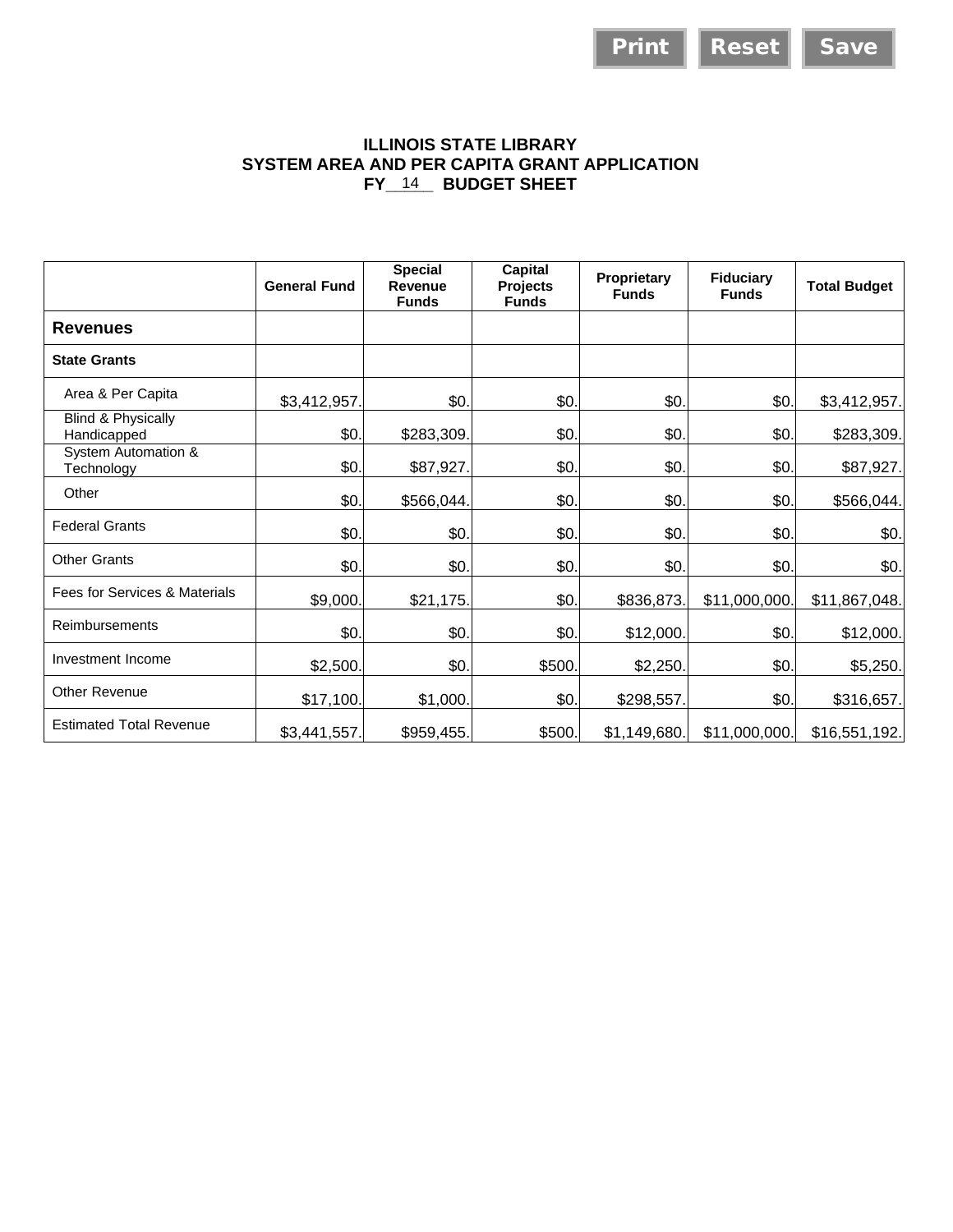# ILLINOIS STATE LIBRARY
## SYSTEM AREA AND PER CAPITA GRANT APPLICATION
## FY 14 BUDGET SHEET

| | General Fund | Special Revenue Funds | Capital Projects Funds | Proprietary Funds | Fiduciary Funds | Total Budget |
|---|---|---|---|---|---|---|
| **Revenues** | | | | | | |
| **State Grants** | | | | | | |
| Area & Per Capita | $3,412,957. | $0. | $0. | $0. | $0. | $3,412,957. |
| Blind & Physically Handicapped | $0. | $283,309. | $0. | $0. | $0. | $283,309. |
| System Automation & Technology | $0. | $87,927. | $0. | $0. | $0. | $87,927. |
| Other | $0. | $566,044. | $0. | $0. | $0. | $566,044. |
| Federal Grants | $0. | $0. | $0. | $0. | $0. | $0. |
| Other Grants | $0. | $0. | $0. | $0. | $0. | $0. |
| Fees for Services & Materials | $9,000. | $21,175. | $0. | $836,873. | $11,000,000. | $11,867,048. |
| Reimbursements | $0. | $0. | $0. | $12,000. | $0. | $12,000. |
| Investment Income | $2,500. | $0. | $500. | $2,250. | $0. | $5,250. |
| Other Revenue | $17,100. | $1,000. | $0. | $298,557. | $0. | $316,657. |
| Estimated Total Revenue | $3,441,557. | $959,455. | $500. | $1,149,680. | $11,000,000. | $16,551,192. |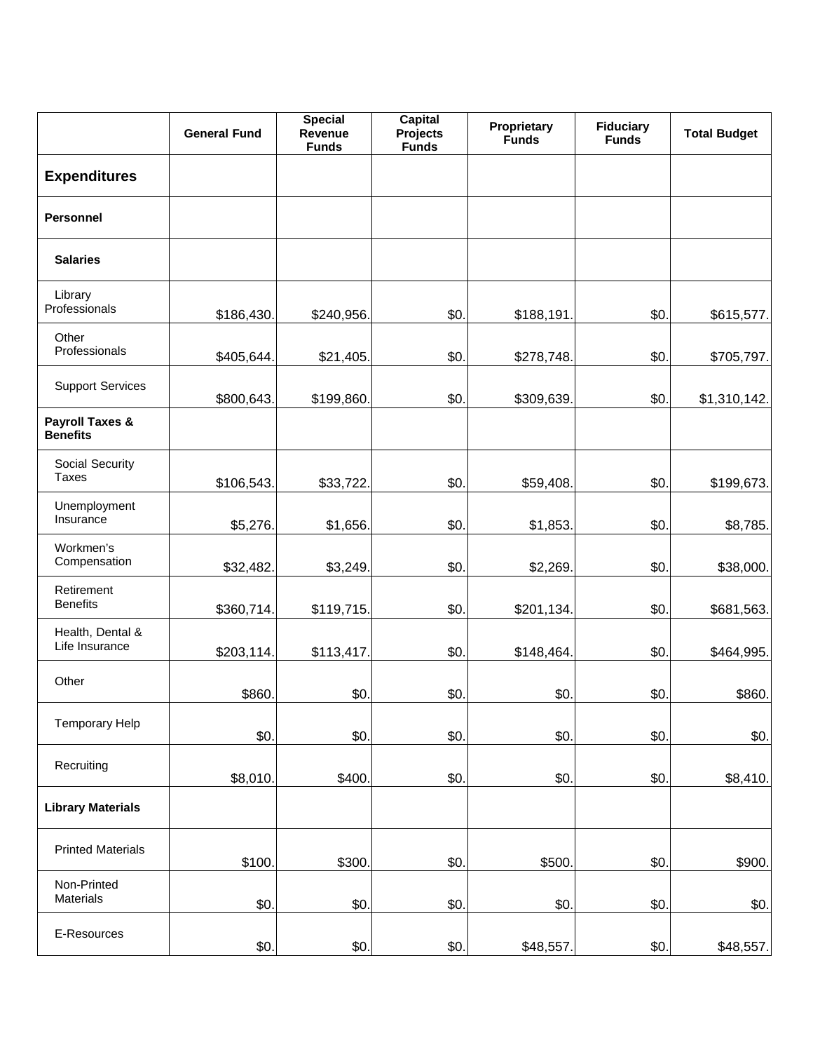| | General Fund | Special Revenue Funds | Capital Projects Funds | Proprietary Funds | Fiduciary Funds | Total Budget |
|---|---|---|---|---|---|---|
| **Expenditures** | | | | | | |
| **Personnel** | | | | | | |
| **Salaries** | | | | | | |
| Library Professionals | $186,430. | $240,956. | $0. | $188,191. | $0. | $615,577. |
| Other Professionals | $405,644. | $21,405. | $0. | $278,748. | $0. | $705,797. |
| Support Services | $800,643. | $199,860. | $0. | $309,639. | $0. | $1,310,142. |
| **Payroll Taxes & Benefits** | | | | | | |
| Social Security Taxes | $106,543. | $33,722. | $0. | $59,408. | $0. | $199,673. |
| Unemployment Insurance | $5,276. | $1,656. | $0. | $1,853. | $0. | $8,785. |
| Workmen's Compensation | $32,482. | $3,249. | $0. | $2,269. | $0. | $38,000. |
| Retirement Benefits | $360,714. | $119,715. | $0. | $201,134. | $0. | $681,563. |
| Health, Dental & Life Insurance | $203,114. | $113,417. | $0. | $148,464. | $0. | $464,995. |
| Other | $860. | $0. | $0. | $0. | $0. | $860. |
| Temporary Help | $0. | $0. | $0. | $0. | $0. | $0. |
| Recruiting | $8,010. | $400. | $0. | $0. | $0. | $8,410. |
| **Library Materials** | | | | | | |
| Printed Materials | $100. | $300. | $0. | $500. | $0. | $900. |
| Non-Printed Materials | $0. | $0. | $0. | $0. | $0. | $0. |
| E-Resources | $0. | $0. | $0. | $48,557. | $0. | $48,557. |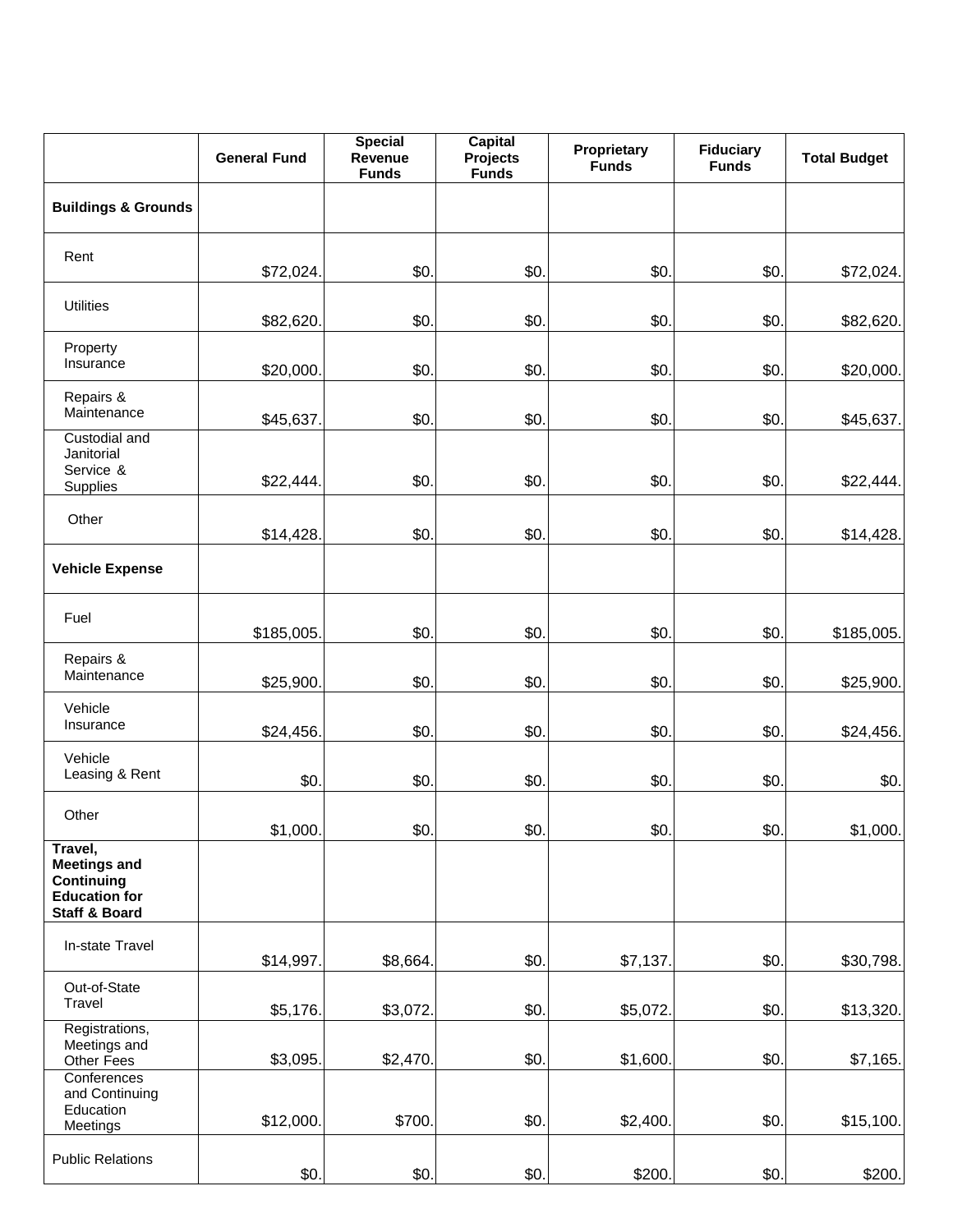| | General Fund | Special Revenue Funds | Capital Projects Funds | Proprietary Funds | Fiduciary Funds | Total Budget |
|---|---|---|---|---|---|---|
| **Buildings & Grounds** | | | | | | |
| Rent | $72,024. | $0. | $0. | $0. | $0. | $72,024. |
| Utilities | $82,620. | $0. | $0. | $0. | $0. | $82,620. |
| Property Insurance | $20,000. | $0. | $0. | $0. | $0. | $20,000. |
| Repairs & Maintenance | $45,637. | $0. | $0. | $0. | $0. | $45,637. |
| Custodial and Janitorial Service & Supplies | $22,444. | $0. | $0. | $0. | $0. | $22,444. |
| Other | $14,428. | $0. | $0. | $0. | $0. | $14,428. |
| **Vehicle Expense** | | | | | | |
| Fuel | $185,005. | $0. | $0. | $0. | $0. | $185,005. |
| Repairs & Maintenance | $25,900. | $0. | $0. | $0. | $0. | $25,900. |
| Vehicle Insurance | $24,456. | $0. | $0. | $0. | $0. | $24,456. |
| Vehicle Leasing & Rent | $0. | $0. | $0. | $0. | $0. | $0. |
| Other | $1,000. | $0. | $0. | $0. | $0. | $1,000. |
| **Travel, Meetings and Continuing Education for Staff & Board** | | | | | | |
| In-state Travel | $14,997. | $8,664. | $0. | $7,137. | $0. | $30,798. |
| Out-of-State Travel | $5,176. | $3,072. | $0. | $5,072. | $0. | $13,320. |
| Registrations, Meetings and Other Fees | $3,095. | $2,470. | $0. | $1,600. | $0. | $7,165. |
| Conferences and Continuing Education Meetings | $12,000. | $700. | $0. | $2,400. | $0. | $15,100. |
| Public Relations | $0. | $0. | $0. | $200. | $0. | $200. |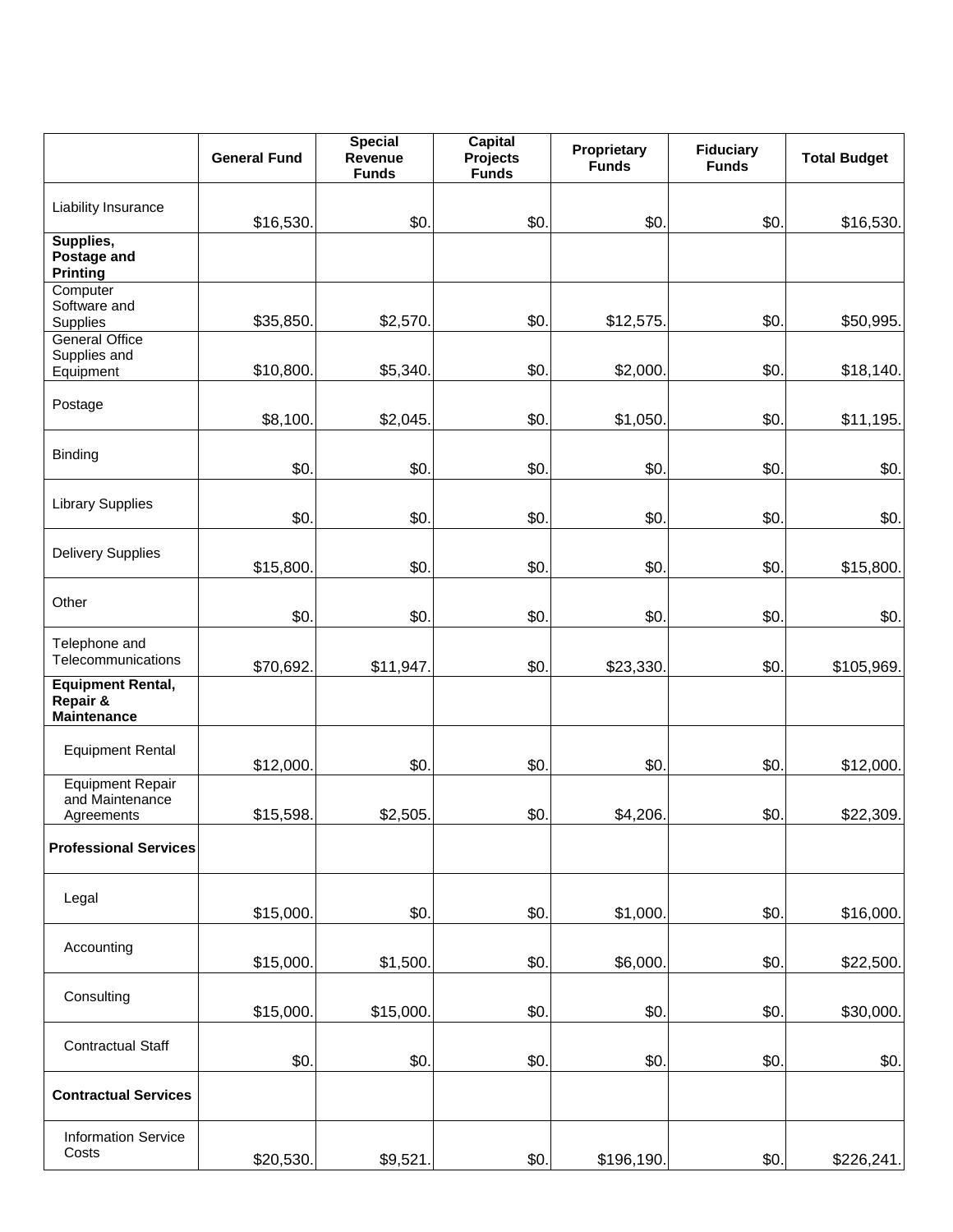| | General Fund | Special Revenue Funds | Capital Projects Funds | Proprietary Funds | Fiduciary Funds | Total Budget |
|---|---|---|---|---|---|---|
| Liability Insurance | $16,530. | $0. | $0. | $0. | $0. | $16,530. |
| **Supplies, Postage and Printing** | | | | | | |
| Computer Software and Supplies | $35,850. | $2,570. | $0. | $12,575. | $0. | $50,995. |
| General Office Supplies and Equipment | $10,800. | $5,340. | $0. | $2,000. | $0. | $18,140. |
| Postage | $8,100. | $2,045. | $0. | $1,050. | $0. | $11,195. |
| Binding | $0. | $0. | $0. | $0. | $0. | $0. |
| Library Supplies | $0. | $0. | $0. | $0. | $0. | $0. |
| Delivery Supplies | $15,800. | $0. | $0. | $0. | $0. | $15,800. |
| Other | $0. | $0. | $0. | $0. | $0. | $0. |
| Telephone and Telecommunications | $70,692. | $11,947. | $0. | $23,330. | $0. | $105,969. |
| **Equipment Rental, Repair & Maintenance** | | | | | | |
| Equipment Rental | $12,000. | $0. | $0. | $0. | $0. | $12,000. |
| Equipment Repair and Maintenance Agreements | $15,598. | $2,505. | $0. | $4,206. | $0. | $22,309. |
| **Professional Services** | | | | | | |
| Legal | $15,000. | $0. | $0. | $1,000. | $0. | $16,000. |
| Accounting | $15,000. | $1,500. | $0. | $6,000. | $0. | $22,500. |
| Consulting | $15,000. | $15,000. | $0. | $0. | $0. | $30,000. |
| Contractual Staff | $0. | $0. | $0. | $0. | $0. | $0. |
| **Contractual Services** | | | | | | |
| Information Service Costs | $20,530. | $9,521. | $0. | $196,190. | $0. | $226,241. |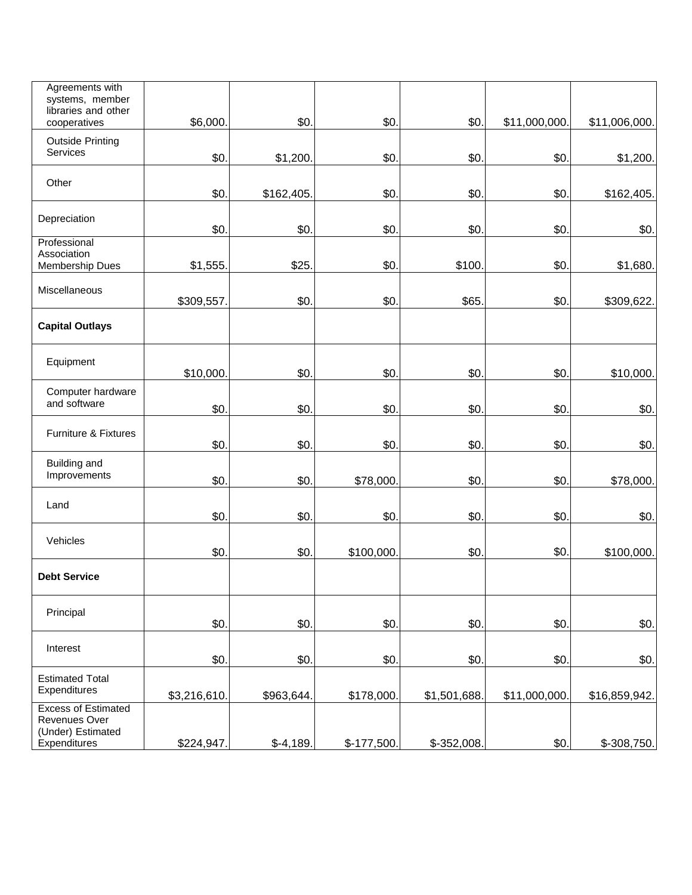| | | | | | | |
|---|---|---|---|---|---|---|
| Agreements with systems, member libraries and other cooperatives | $6,000. | $0. | $0. | $0. | $11,000,000. | $11,006,000. |
| Outside Printing Services | $0. | $1,200. | $0. | $0. | $0. | $1,200. |
| Other | $0. | $162,405. | $0. | $0. | $0. | $162,405. |
| Depreciation | $0. | $0. | $0. | $0. | $0. | $0. |
| Professional Association Membership Dues | $1,555. | $25. | $0. | $100. | $0. | $1,680. |
| Miscellaneous | $309,557. | $0. | $0. | $65. | $0. | $309,622. |
| **Capital Outlays** | | | | | | |
| Equipment | $10,000. | $0. | $0. | $0. | $0. | $10,000. |
| Computer hardware and software | $0. | $0. | $0. | $0. | $0. | $0. |
| Furniture & Fixtures | $0. | $0. | $0. | $0. | $0. | $0. |
| Building and Improvements | $0. | $0. | $78,000. | $0. | $0. | $78,000. |
| Land | $0. | $0. | $0. | $0. | $0. | $0. |
| Vehicles | $0. | $0. | $100,000. | $0. | $0. | $100,000. |
| **Debt Service** | | | | | | |
| Principal | $0. | $0. | $0. | $0. | $0. | $0. |
| Interest | $0. | $0. | $0. | $0. | $0. | $0. |
| Estimated Total Expenditures | $3,216,610. | $963,644. | $178,000. | $1,501,688. | $11,000,000. | $16,859,942. |
| Excess of Estimated Revenues Over (Under) Estimated Expenditures | $224,947. | $-4,189. | $-177,500. | $-352,008. | $0. | $-308,750. |